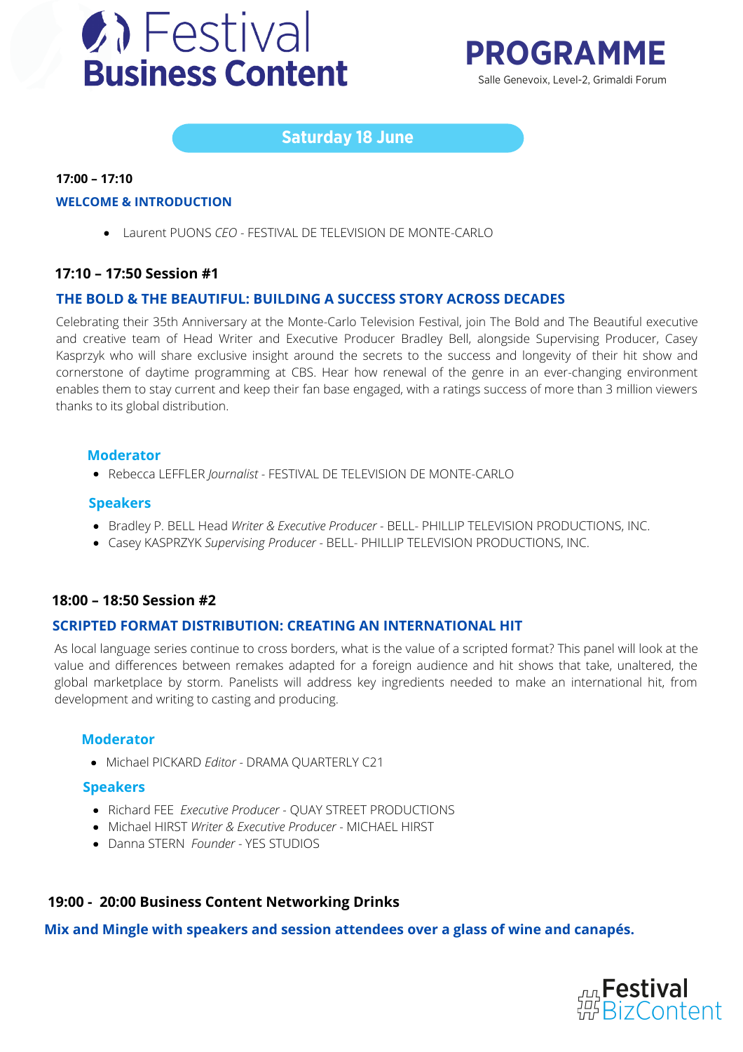# Festival Business Content

## PROGRAMME

Salle Genevoix, Level-2, Grimaldi Forum

## Saturday 18 June

**17:00 – 17:10**

### WELCOME & INTRODUCTION

- Laurent PUONS *CEO* - FESTIVAL DE TELEVISION DE MONTE-CARLO

**17:10 – 17:50 Session #1**

### THE BOLD & THE BEAUTIFUL: BUILDING A SUCCESS STORY ACROSS DECADES

Celebrating their 35th Anniversary at the Monte-Carlo Television Festival, join The Bold and The Beautiful executive and creative team of Head Writer and Executive Producer Bradley Bell, alongside Supervising Producer, Casey Kasprzyk who will share exclusive insight around the secrets to the success and longevity of their hit show and cornerstone of daytime programming at CBS. Hear how renewal of the genre in an ever-changing environment enables them to stay current and keep their fan base engaged, with a ratings success of more than 3 million viewers thanks to its global distribution.

#### Moderator

- Rebecca LEFFLER *Journalist* - FESTIVAL DE TELEVISION DE MONTE-CARLO

#### Speakers

- Bradley P. BELL Head *Writer & Executive Producer* - BELL- PHILLIP TELEVISION PRODUCTIONS, INC.
- Casey KASPRZYK *Supervising Producer* - BELL- PHILLIP TELEVISION PRODUCTIONS, INC.

**18:00 – 18:50 Session #2**

### SCRIPTED FORMAT DISTRIBUTION: CREATING AN INTERNATIONAL HIT

As local language series continue to cross borders, what is the value of a scripted format? This panel will look at the value and differences between remakes adapted for a foreign audience and hit shows that take, unaltered, the global marketplace by storm. Panelists will address key ingredients needed to make an international hit, from development and writing to casting and producing.

#### Moderator

- Michael PICKARD *Editor* - DRAMA QUARTERLY C21

#### Speakers

- Richard FEE *Executive Producer* - QUAY STREET PRODUCTIONS
- Michael HIRST *Writer & Executive Producer* - MICHAEL HIRST
- Danna STERN *Founder* - YES STUDIOS

**19:00 - 20:00 Business Content Networking Drinks**

**Mix and Mingle with speakers and session attendees over a glass of wine and canapés.**

#Festival #BizContent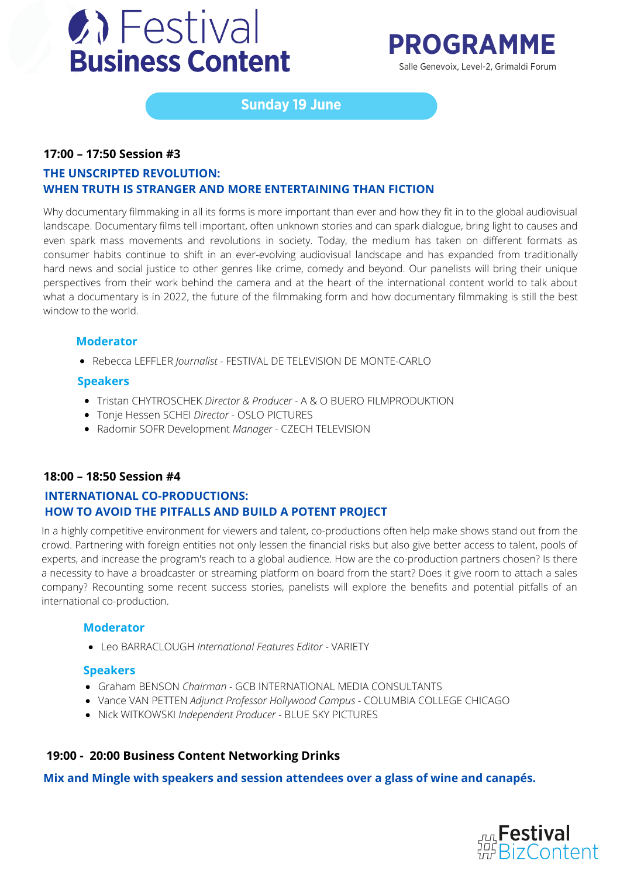# Festival Business Content

# PROGRAMME

Salle Genevoix, Level-2, Grimaldi Forum

## Sunday 19 June

### 17:00 – 17:50 Session #3

**THE UNSCRIPTED REVOLUTION:**
**WHEN TRUTH IS STRANGER AND MORE ENTERTAINING THAN FICTION**

Why documentary filmmaking in all its forms is more important than ever and how they fit in to the global audiovisual landscape. Documentary films tell important, often unknown stories and can spark dialogue, bring light to causes and even spark mass movements and revolutions in society. Today, the medium has taken on different formats as consumer habits continue to shift in an ever-evolving audiovisual landscape and has expanded from traditionally hard news and social justice to other genres like crime, comedy and beyond. Our panelists will bring their unique perspectives from their work behind the camera and at the heart of the international content world to talk about what a documentary is in 2022, the future of the filmmaking form and how documentary filmmaking is still the best window to the world.

**Moderator**

- Rebecca LEFFLER *Journalist* - FESTIVAL DE TELEVISION DE MONTE-CARLO

**Speakers**

- Tristan CHYTROSCHEK *Director & Producer* - A & O BUERO FILMPRODUKTION
- Tonje Hessen SCHEI *Director* - OSLO PICTURES
- Radomir SOFR Development *Manager* - CZECH TELEVISION

### 18:00 – 18:50 Session #4

**INTERNATIONAL CO-PRODUCTIONS:**
**HOW TO AVOID THE PITFALLS AND BUILD A POTENT PROJECT**

In a highly competitive environment for viewers and talent, co-productions often help make shows stand out from the crowd. Partnering with foreign entities not only lessen the financial risks but also give better access to talent, pools of experts, and increase the program's reach to a global audience. How are the co-production partners chosen? Is there a necessity to have a broadcaster or streaming platform on board from the start? Does it give room to attach a sales company? Recounting some recent success stories, panelists will explore the benefits and potential pitfalls of an international co-production.

**Moderator**

- Leo BARRACLOUGH *International Features Editor* - VARIETY

**Speakers**

- Graham BENSON *Chairman* - GCB INTERNATIONAL MEDIA CONSULTANTS
- Vance VAN PETTEN *Adjunct Professor Hollywood Campus* - COLUMBIA COLLEGE CHICAGO
- Nick WITKOWSKI *Independent Producer* - BLUE SKY PICTURES

### 19:00 - 20:00 Business Content Networking Drinks

**Mix and Mingle with speakers and session attendees over a glass of wine and canapés.**

#Festival #BizContent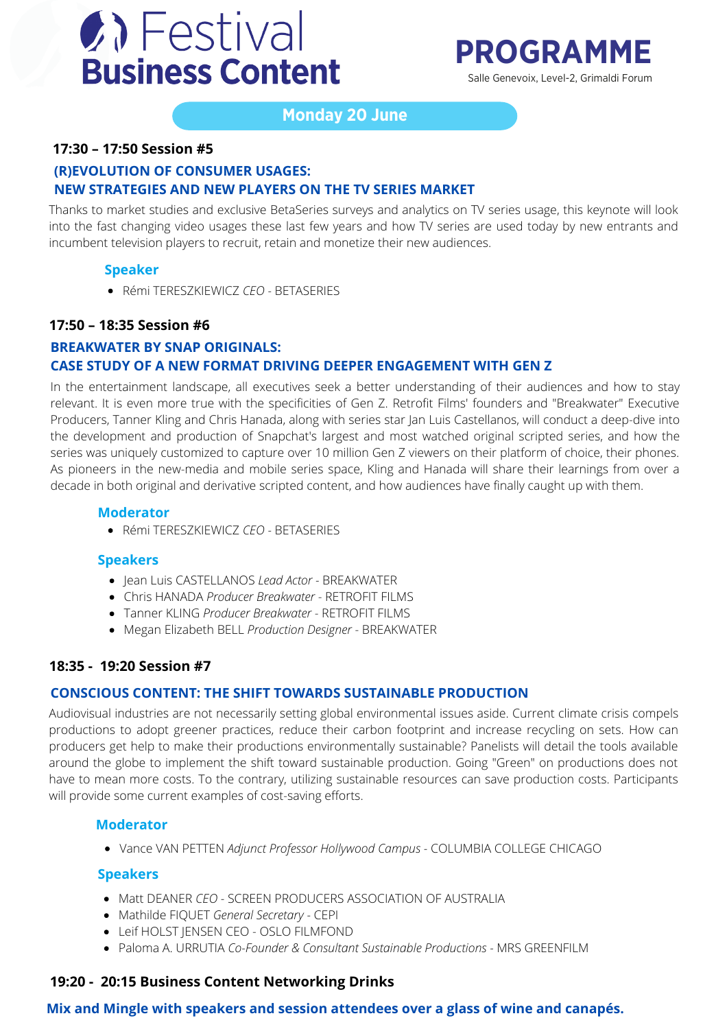# Festival Business Content

## PROGRAMME

Salle Genevoix, Level-2, Grimaldi Forum

### Monday 20 June

**17:30 – 17:50 Session #5**

**(R)EVOLUTION OF CONSUMER USAGES:**
**NEW STRATEGIES AND NEW PLAYERS ON THE TV SERIES MARKET**

Thanks to market studies and exclusive BetaSeries surveys and analytics on TV series usage, this keynote will look into the fast changing video usages these last few years and how TV series are used today by new entrants and incumbent television players to recruit, retain and monetize their new audiences.

**Speaker**

- Rémi TERESZKIEWICZ *CEO* - BETASERIES

**17:50 – 18:35 Session #6**

**BREAKWATER BY SNAP ORIGINALS:**
**CASE STUDY OF A NEW FORMAT DRIVING DEEPER ENGAGEMENT WITH GEN Z**

In the entertainment landscape, all executives seek a better understanding of their audiences and how to stay relevant. It is even more true with the specificities of Gen Z. Retrofit Films' founders and "Breakwater" Executive Producers, Tanner Kling and Chris Hanada, along with series star Jan Luis Castellanos, will conduct a deep-dive into the development and production of Snapchat's largest and most watched original scripted series, and how the series was uniquely customized to capture over 10 million Gen Z viewers on their platform of choice, their phones. As pioneers in the new-media and mobile series space, Kling and Hanada will share their learnings from over a decade in both original and derivative scripted content, and how audiences have finally caught up with them.

**Moderator**

- Rémi TERESZKIEWICZ *CEO* - BETASERIES

**Speakers**

- Jean Luis CASTELLANOS *Lead Actor* - BREAKWATER
- Chris HANADA *Producer Breakwater* - RETROFIT FILMS
- Tanner KLING *Producer Breakwater* - RETROFIT FILMS
- Megan Elizabeth BELL *Production Designer* - BREAKWATER

**18:35 - 19:20 Session #7**

**CONSCIOUS CONTENT: THE SHIFT TOWARDS SUSTAINABLE PRODUCTION**

Audiovisual industries are not necessarily setting global environmental issues aside. Current climate crisis compels productions to adopt greener practices, reduce their carbon footprint and increase recycling on sets. How can producers get help to make their productions environmentally sustainable? Panelists will detail the tools available around the globe to implement the shift toward sustainable production. Going "Green" on productions does not have to mean more costs. To the contrary, utilizing sustainable resources can save production costs. Participants will provide some current examples of cost-saving efforts.

**Moderator**

- Vance VAN PETTEN *Adjunct Professor Hollywood Campus* - COLUMBIA COLLEGE CHICAGO

**Speakers**

- Matt DEANER *CEO* - SCREEN PRODUCERS ASSOCIATION OF AUSTRALIA
- Mathilde FIQUET *General Secretary* - CEPI
- Leif HOLST JENSEN CEO - OSLO FILMFOND
- Paloma A. URRUTIA *Co-Founder & Consultant Sustainable Productions* - MRS GREENFILM

**19:20 - 20:15 Business Content Networking Drinks**

**Mix and Mingle with speakers and session attendees over a glass of wine and canapés.**